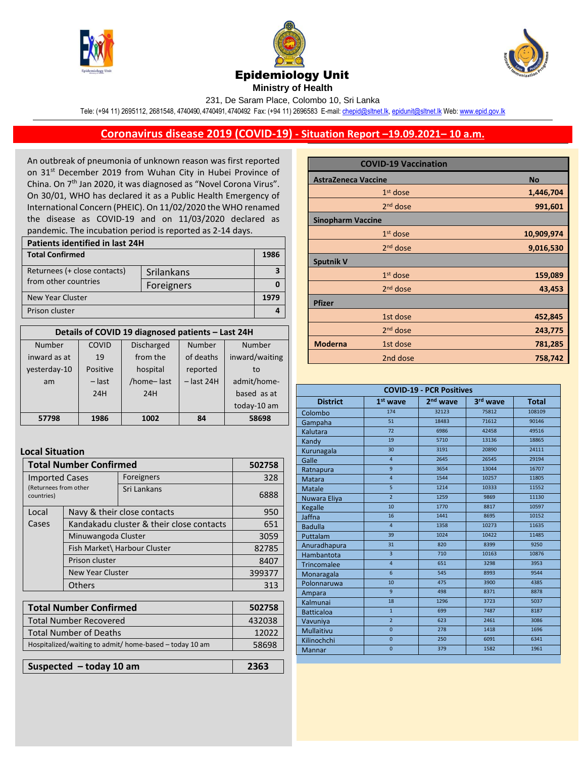# Epidemiology Unit

**Ministry of Health**

231, De Saram Place, Colombo 10, Sri Lanka

Tele: (+94 11) 2695112, 2681548, 4740490, 4740491, 4740492 Fax: (+94 11) 2696583 E-mail: chepid@sltnet.lk, epidunit@sltnet.lk Web: www.epid.gov.lk

## Coronavirus disease 2019 (COVID-19) - Situation Report –19.09.2021– 10 a.m.

An outbreak of pneumonia of unknown reason was first reported on 31st December 2019 from Wuhan City in Hubei Province of China. On 7th Jan 2020, it was diagnosed as "Novel Corona Virus". On 30/01, WHO has declared it as a Public Health Emergency of International Concern (PHEIC). On 11/02/2020 the WHO renamed the disease as COVID-19 and on 11/03/2020 declared as pandemic. The incubation period is reported as 2-14 days.

| **Patients identified in last 24H** | | |
|---|---|---|
| **Total Confirmed** | | **1986** |
| Returnees (+ close contacts) from other countries | Srilankans | 3 |
| | Foreigners | 0 |
| New Year Cluster | | 1979 |
| Prison cluster | | 4 |

**Details of COVID 19 diagnosed patients – Last 24H**

| Number inward as at yesterday-10 am | COVID 19 Positive – last 24H | Discharged from the hospital /home– last 24H | Number of deaths reported – last 24H | Number inward/waiting to admit/home-based as at today-10 am |
|---|---|---|---|---|
| **57798** | **1986** | **1002** | **84** | **58698** |

### Local Situation

| **Total Number Confirmed** | | **502758** |
|---|---|---|
| Imported Cases (Returnees from other countries) | Foreigners | 328 |
| | Sri Lankans | 6888 |
| Local Cases | Navy & their close contacts | 950 |
| | Kandakadu cluster & their close contacts | 651 |
| | Minuwangoda Cluster | 3059 |
| | Fish Market\ Harbour Cluster | 82785 |
| | Prison cluster | 8407 |
| | New Year Cluster | 399377 |
| | Others | 313 |

| **Total Number Confirmed** | **502758** |
|---|---|
| Total Number Recovered | 432038 |
| Total Number of Deaths | 12022 |
| Hospitalized/waiting to admit/ home-based – today 10 am | 58698 |

| **Suspected – today 10 am** | **2363** |
|---|---|

| **COVID-19 Vaccination** | | |
|---|---|---|
| **AstraZeneca Vaccine** | | **No** |
| | 1st dose | **1,446,704** |
| | 2nd dose | **991,601** |
| **Sinopharm Vaccine** | | |
| | 1st dose | **10,909,974** |
| | 2nd dose | **9,016,530** |
| **Sputnik V** | | |
| | 1st dose | **159,089** |
| | 2nd dose | **43,453** |
| **Pfizer** | | |
| | 1st dose | **452,845** |
| | 2nd dose | **243,775** |
| **Moderna** | 1st dose | **781,285** |
| | 2nd dose | **758,742** |

**COVID-19 - PCR Positives**

| District | 1st wave | 2nd wave | 3rd wave | Total |
|---|---|---|---|---|
| Colombo | 174 | 32123 | 75812 | 108109 |
| Gampaha | 51 | 18483 | 71612 | 90146 |
| Kalutara | 72 | 6986 | 42458 | 49516 |
| Kandy | 19 | 5710 | 13136 | 18865 |
| Kurunagala | 30 | 3191 | 20890 | 24111 |
| Galle | 4 | 2645 | 26545 | 29194 |
| Ratnapura | 9 | 3654 | 13044 | 16707 |
| Matara | 4 | 1544 | 10257 | 11805 |
| Matale | 5 | 1214 | 10333 | 11552 |
| Nuwara Eliya | 2 | 1259 | 9869 | 11130 |
| Kegalle | 10 | 1770 | 8817 | 10597 |
| Jaffna | 16 | 1441 | 8695 | 10152 |
| Badulla | 4 | 1358 | 10273 | 11635 |
| Puttalam | 39 | 1024 | 10422 | 11485 |
| Anuradhapura | 31 | 820 | 8399 | 9250 |
| Hambantota | 3 | 710 | 10163 | 10876 |
| Trincomalee | 4 | 651 | 3298 | 3953 |
| Monaragala | 6 | 545 | 8993 | 9544 |
| Polonnaruwa | 10 | 475 | 3900 | 4385 |
| Ampara | 9 | 498 | 8371 | 8878 |
| Kalmunai | 18 | 1296 | 3723 | 5037 |
| Batticaloa | 1 | 699 | 7487 | 8187 |
| Vavuniya | 2 | 623 | 2461 | 3086 |
| Mullaitivu | 0 | 278 | 1418 | 1696 |
| Kilinochchi | 0 | 250 | 6091 | 6341 |
| Mannar | 0 | 379 | 1582 | 1961 |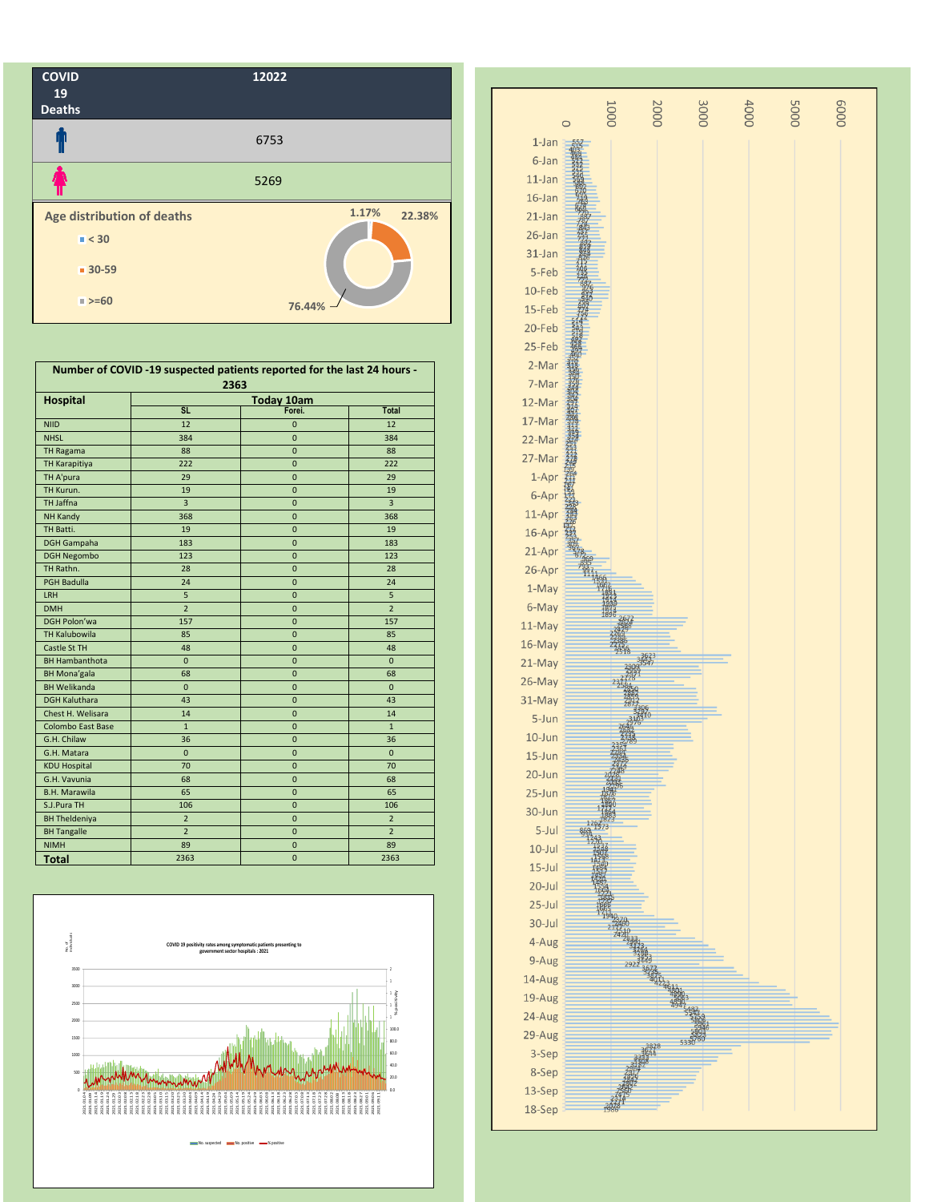| COVID 19 Deaths | 12022 |
| --- | --- |
| Male | 6753 |
| Female | 5269 |

## Age distribution of deaths

- < 30
- 30-59
- >=60

1.17%
22.38%
76.44%

| Number of COVID -19 suspected patients reported for the last 24 hours - 2363 | | | |
| --- | --- | --- | --- |
| Hospital | Today 10am | | |
| | SL | Forei. | Total |
| NIID | 12 | 0 | 12 |
| NHSL | 384 | 0 | 384 |
| TH Ragama | 88 | 0 | 88 |
| TH Karapitiya | 222 | 0 | 222 |
| TH A'pura | 29 | 0 | 29 |
| TH Kurun. | 19 | 0 | 19 |
| TH Jaffna | 3 | 0 | 3 |
| NH Kandy | 368 | 0 | 368 |
| TH Batti. | 19 | 0 | 19 |
| DGH Gampaha | 183 | 0 | 183 |
| DGH Negombo | 123 | 0 | 123 |
| TH Rathn. | 28 | 0 | 28 |
| PGH Badulla | 24 | 0 | 24 |
| LRH | 5 | 0 | 5 |
| DMH | 2 | 0 | 2 |
| DGH Polon'wa | 157 | 0 | 157 |
| TH Kalubowila | 85 | 0 | 85 |
| Castle St TH | 48 | 0 | 48 |
| BH Hambanthota | 0 | 0 | 0 |
| BH Mona'gala | 68 | 0 | 68 |
| BH Welikanda | 0 | 0 | 0 |
| DGH Kaluthara | 43 | 0 | 43 |
| Chest H. Welisara | 14 | 0 | 14 |
| Colombo East Base | 1 | 0 | 1 |
| G.H. Chilaw | 36 | 0 | 36 |
| G.H. Matara | 0 | 0 | 0 |
| KDU Hospital | 70 | 0 | 70 |
| G.H. Vavunia | 68 | 0 | 68 |
| B.H. Marawila | 65 | 0 | 65 |
| S.J.Pura TH | 106 | 0 | 106 |
| BH Theldeniya | 2 | 0 | 2 |
| BH Tangalle | 2 | 0 | 2 |
| NIMH | 89 | 0 | 89 |
| **Total** | 2363 | 0 | 2363 |

COVID 19 positivity rates among symptomatic patients presenting to government sector hospitals : 2021

No. of individuals
% positivity

No. suspected
No. positive
% positive